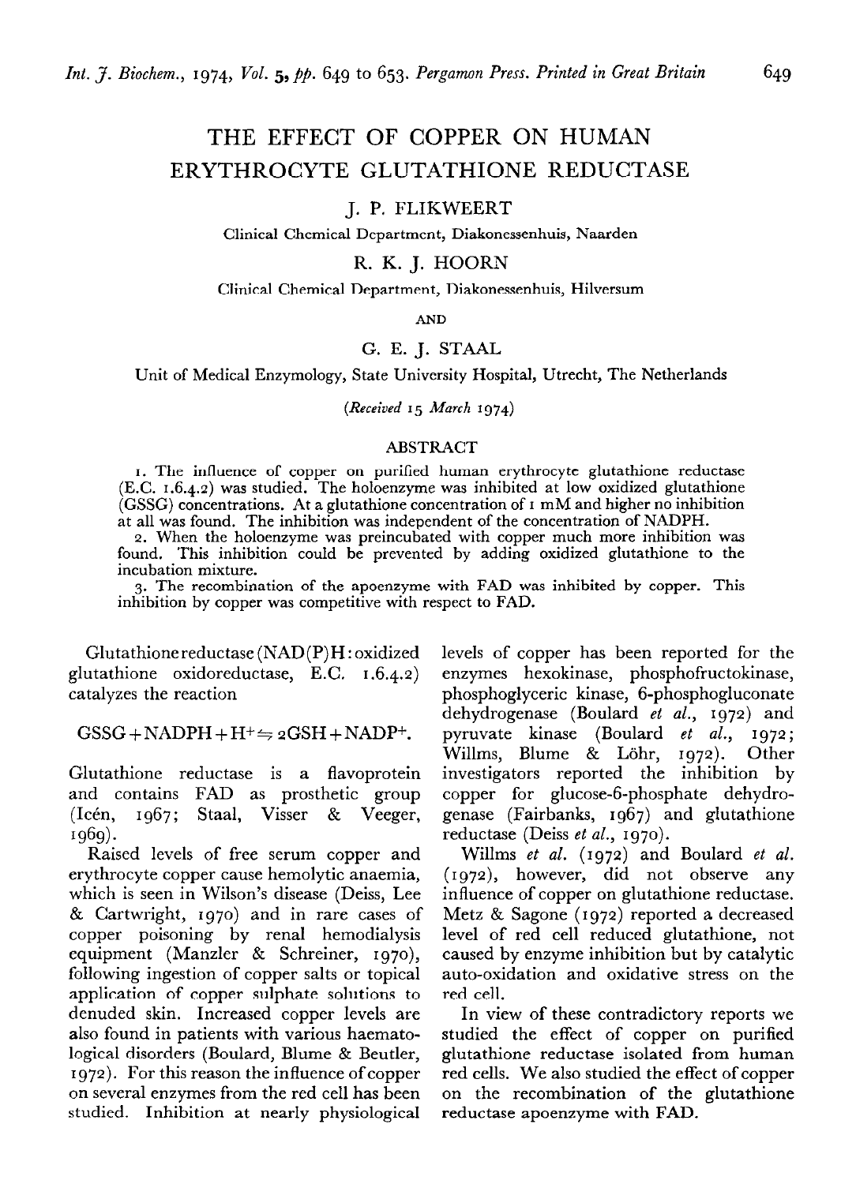# THE EFFECT OF COPPER ON HUMAN ERYTHROCYTE GLUTATHIONE REDUCTASE

J. P. FLIKWEERT

Clinical Chemical Department, Diakonessenhuis, Naarden

R. K. J. HOORN

Clinical Chemical Department, Diakonessenhuis, Hilversum

AND

G. E. J. STAAL

Unit of Medical Enzymology, State University Hospital, Utrecht, The Netherlands

*(Received 15 March 1974)*

## ABSTRACT

1. The influence of copper on purified human erythrocyte glutathione reductase (E.C. 1.6.4.2) was studied. The holoenzyme was inhibited at low oxidized glutathione (GSSG) concentrations. At a glutathione concentration of 1 mM and higher no inhibition at all was found. The inhibition was independent of the concentration of NADPH.

2. When the holoenzyme was preincubated with copper much more inhibition was found. This inhibition could be prevented by adding oxidized glutathione to the incubation mixture.

3. The recombination of the apoenzyme with FAD was inhibited by copper. This inhibition by copper was competitive with respect to FAD.

Glutathione reductase (NAD(P)H: oxidized glutathione oxidoreductase, E.C. 1.6.4.2) catalyzes the reaction

$$GSSG + NADPH + H^+ \rightleftharpoons 2GSH + NADP^+.$$

Glutathione reductase is a flavoprotein and contains FAD as prosthetic group (Icén, 1967; Staal, Visser & Veeger, 1969).

Raised levels of free serum copper and erythrocyte copper cause hemolytic anaemia, which is seen in Wilson's disease (Deiss, Lee & Cartwright, 1970) and in rare cases of copper poisoning by renal hemodialysis equipment (Manzler & Schreiner, 1970), following ingestion of copper salts or topical application of copper sulphate solutions to denuded skin. Increased copper levels are also found in patients with various haematological disorders (Boulard, Blume & Beutler, 1972). For this reason the influence of copper on several enzymes from the red cell has been studied. Inhibition at nearly physiological levels of copper has been reported for the enzymes hexokinase, phosphofructokinase, phosphoglyceric kinase, 6-phosphogluconate dehydrogenase (Boulard *et al.*, 1972) and pyruvate kinase (Boulard *et al.*, 1972; Willms, Blume & Löhr, 1972). Other investigators reported the inhibition by copper for glucose-6-phosphate dehydrogenase (Fairbanks, 1967) and glutathione reductase (Deiss *et al.*, 1970).

Willms *et al.* (1972) and Boulard *et al.* (1972), however, did not observe any influence of copper on glutathione reductase. Metz & Sagone (1972) reported a decreased level of red cell reduced glutathione, not caused by enzyme inhibition but by catalytic auto-oxidation and oxidative stress on the red cell.

In view of these contradictory reports we studied the effect of copper on purified glutathione reductase isolated from human red cells. We also studied the effect of copper on the recombination of the glutathione reductase apoenzyme with FAD.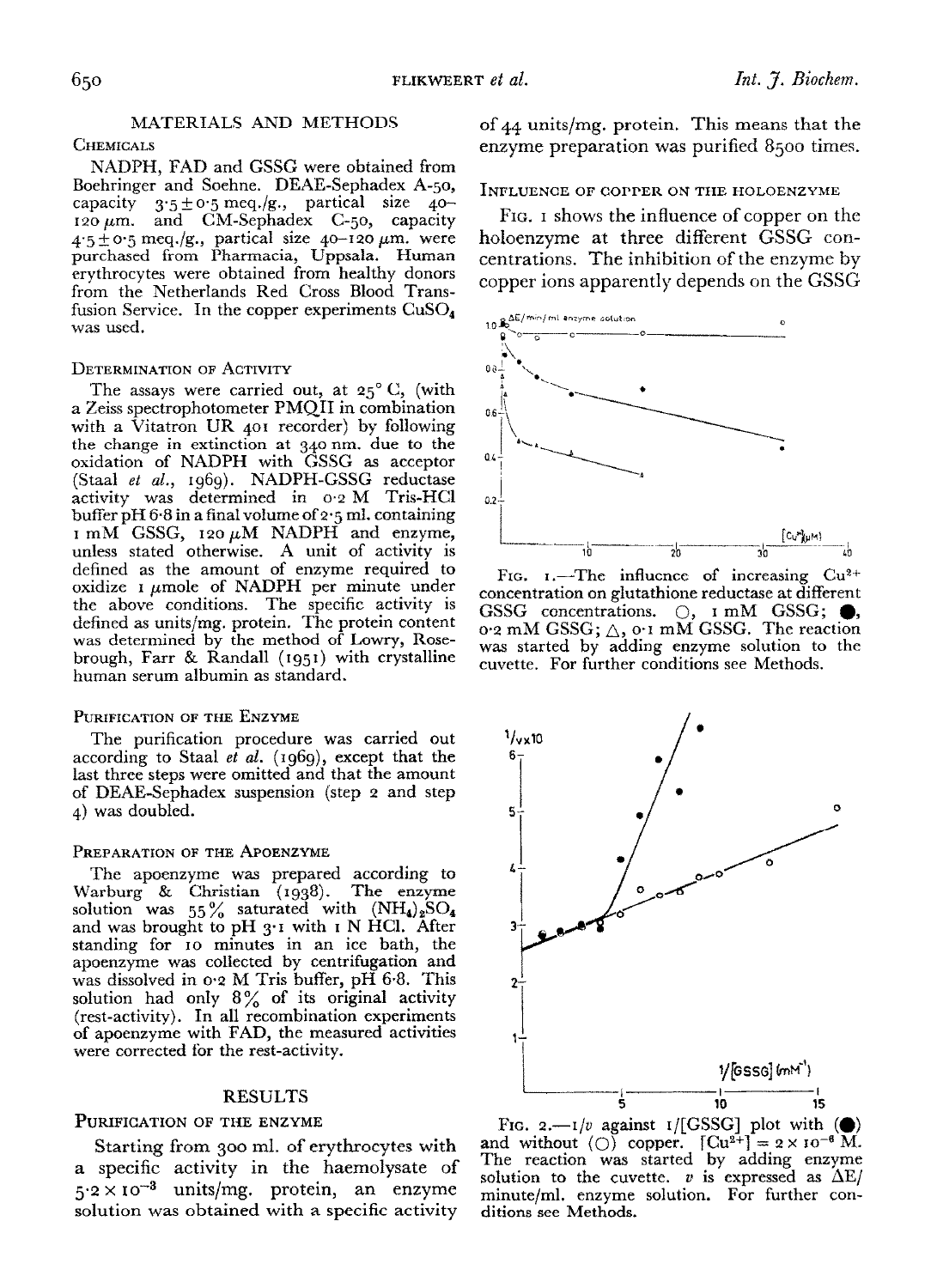## MATERIALS AND METHODS

### Chemicals

NADPH, FAD and GSSG were obtained from Boehringer and Soehne. DEAE-Sephadex A-50, capacity $3 \cdot 5 \pm 0 \cdot 5$ meq./g., partical size 40–120 $\mu$m. and CM-Sephadex C-50, capacity $4 \cdot 5 \pm 0 \cdot 5$ meq./g., partical size 40–120 $\mu$m. were purchased from Pharmacia, Uppsala. Human erythrocytes were obtained from healthy donors from the Netherlands Red Cross Blood Transfusion Service. In the copper experiments $CuSO_4$ was used.

### Determination of Activity

The assays were carried out, at 25° C, (with a Zeiss spectrophotometer PMQII in combination with a Vitatron UR 401 recorder) by following the change in extinction at 340 nm. due to the oxidation of NADPH with GSSG as acceptor (Staal *et al.*, 1969). NADPH-GSSG reductase activity was determined in 0·2 M Tris-HCl buffer pH 6·8 in a final volume of 2·5 ml. containing 1 mM GSSG, 120 $\mu$M NADPH and enzyme, unless stated otherwise. A unit of activity is defined as the amount of enzyme required to oxidize 1 $\mu$mole of NADPH per minute under the above conditions. The specific activity is defined as units/mg. protein. The protein content was determined by the method of Lowry, Rosebrough, Farr & Randall (1951) with crystalline human serum albumin as standard.

### Purification of the Enzyme

The purification procedure was carried out according to Staal *et al.* (1969), except that the last three steps were omitted and that the amount of DEAE-Sephadex suspension (step 2 and step 4) was doubled.

### Preparation of the Apoenzyme

The apoenzyme was prepared according to Warburg & Christian (1938). The enzyme solution was 55% saturated with $(NH_4)_2SO_4$ and was brought to pH 3·1 with 1 N HCl. After standing for 10 minutes in an ice bath, the apoenzyme was collected by centrifugation and was dissolved in 0·2 M Tris buffer, pH 6·8. This solution had only 8% of its original activity (rest-activity). In all recombination experiments of apoenzyme with FAD, the measured activities were corrected for the rest-activity.

## RESULTS

### Purification of the Enzyme

Starting from 300 ml. of erythrocytes with a specific activity in the haemolysate of $5 \cdot 2 \times 10^{-3}$ units/mg. protein, an enzyme solution was obtained with a specific activity of 44 units/mg. protein. This means that the enzyme preparation was purified 8500 times.

### Influence of Copper on the Holoenzyme

Fig. 1 shows the influence of copper on the holoenzyme at three different GSSG concentrations. The inhibition of the enzyme by copper ions apparently depends on the GSSG

Fig. 1.—The influence of increasing $Cu^{2+}$ concentration on glutathione reductase at different GSSG concentrations. ○, 1 mM GSSG; ●, 0·2 mM GSSG; △, 0·1 mM GSSG. The reaction was started by adding enzyme solution to the cuvette. For further conditions see Methods.

Fig. 2.—$1/v$ against $1/[GSSG]$ plot with (●) and without (○) copper. $[Cu^{2+}] = 2 \times 10^{-6}$ M. The reaction was started by adding enzyme solution to the cuvette. $v$ is expressed as $\Delta E$/minute/ml. enzyme solution. For further conditions see Methods.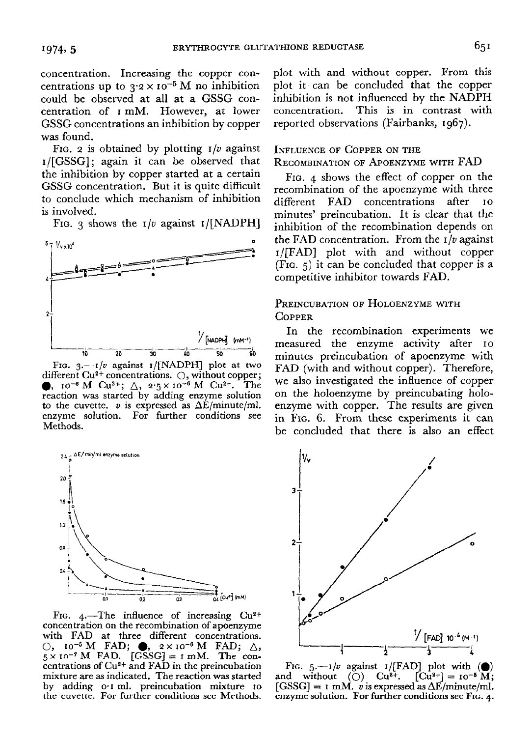concentration. Increasing the copper concentrations up to $3 \cdot 2 \times 10^{-5}$ M no inhibition could be observed at all at a GSSG concentration of 1 mM. However, at lower GSSG concentrations an inhibition by copper was found.

FIG. 2 is obtained by plotting $1/v$ against 1/[GSSG]; again it can be observed that the inhibition by copper started at a certain GSSG concentration. But it is quite difficult to conclude which mechanism of inhibition is involved.

FIG. 3 shows the $1/v$ against 1/[NADPH] plot with and without copper. From this plot it can be concluded that the copper inhibition is not influenced by the NADPH concentration. This is in contrast with reported observations (Fairbanks, 1967).

FIG. 3.—$1/v$ against 1/[NADPH] plot at two different $Cu^{2+}$ concentrations. ○, without copper; ●, $10^{-6}$ M $Cu^{2+}$; △, $2 \cdot 5 \times 10^{-6}$ M $Cu^{2+}$. The reaction was started by adding enzyme solution to the cuvette. $v$ is expressed as $\Delta E$/minute/ml. enzyme solution. For further conditions see Methods.

### INFLUENCE OF COPPER ON THE RECOMBINATION OF APOENZYME WITH FAD

FIG. 4 shows the effect of copper on the recombination of the apoenzyme with three different FAD concentrations after 10 minutes' preincubation. It is clear that the inhibition of the recombination depends on the FAD concentration. From the $1/v$ against 1/[FAD] plot with and without copper (FIG. 5) it can be concluded that copper is a competitive inhibitor towards FAD.

### PREINCUBATION OF HOLOENZYME WITH COPPER

In the recombination experiments we measured the enzyme activity after 10 minutes preincubation of apoenzyme with FAD (with and without copper). Therefore, we also investigated the influence of copper on the holoenzyme by preincubating holoenzyme with copper. The results are given in FIG. 6. From these experiments it can be concluded that there is also an effect

FIG. 4.—The influence of increasing $Cu^{2+}$ concentration on the recombination of apoenzyme with FAD at three different concentrations. ○, $10^{-5}$ M FAD; ●, $2 \times 10^{-6}$ M FAD; △, $5 \times 10^{-7}$ M FAD. [GSSG] = 1 mM. The concentrations of $Cu^{2+}$ and FAD in the preincubation mixture are as indicated. The reaction was started by adding 0·1 ml. preincubation mixture to the cuvette. For further conditions see Methods.

FIG. 5.—$1/v$ against 1/[FAD] plot with (●) and without (○) $Cu^{2+}$. [$Cu^{2+}$] = $10^{-5}$ M; [GSSG] = 1 mM. $v$ is expressed as $\Delta E$/minute/ml. enzyme solution. For further conditions see FIG. 4.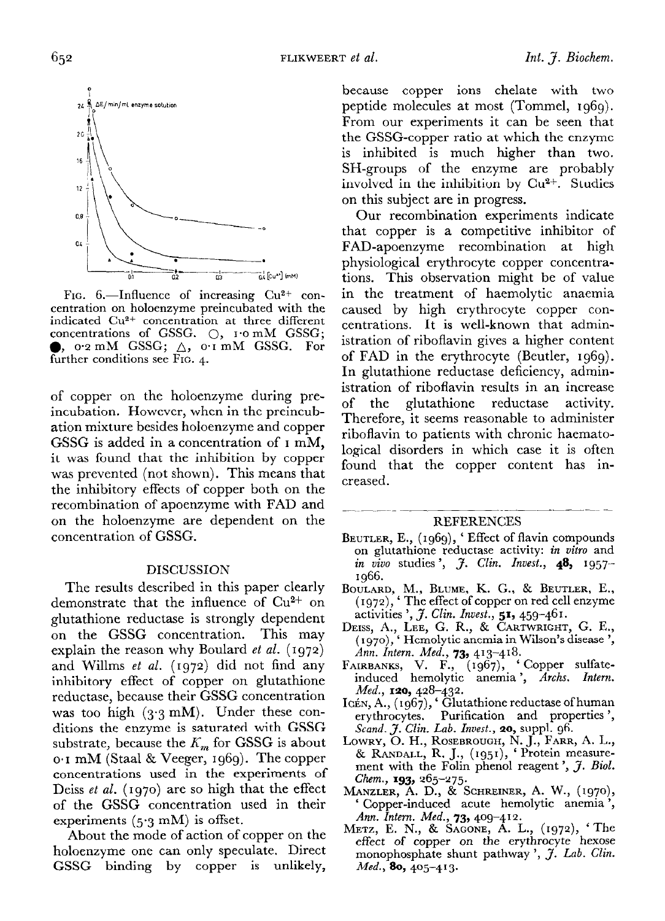FIG. 6.—Influence of increasing $Cu^{2+}$ concentration on holoenzyme preincubated with the indicated $Cu^{2+}$ concentration at three different concentrations of GSSG. ○, 1·0 mM GSSG; ●, 0·2 mM GSSG; △, 0·1 mM GSSG. For further conditions see FIG. 4.

of copper on the holoenzyme during preincubation. However, when in the preincubation mixture besides holoenzyme and copper GSSG is added in a concentration of 1 mM, it was found that the inhibition by copper was prevented (not shown). This means that the inhibitory effects of copper both on the recombination of apoenzyme with FAD and on the holoenzyme are dependent on the concentration of GSSG.

## DISCUSSION

The results described in this paper clearly demonstrate that the influence of $Cu^{2+}$ on glutathione reductase is strongly dependent on the GSSG concentration. This may explain the reason why Boulard *et al.* (1972) and Willms *et al.* (1972) did not find any inhibitory effect of copper on glutathione reductase, because their GSSG concentration was too high (3·3 mM). Under these conditions the enzyme is saturated with GSSG substrate, because the $K_m$ for GSSG is about 0·1 mM (Staal & Veeger, 1969). The copper concentrations used in the experiments of Deiss *et al.* (1970) are so high that the effect of the GSSG concentration used in their experiments (5·3 mM) is offset.

About the mode of action of copper on the holoenzyme one can only speculate. Direct GSSG binding by copper is unlikely, because copper ions chelate with two peptide molecules at most (Tommel, 1969). From our experiments it can be seen that the GSSG-copper ratio at which the enzyme is inhibited is much higher than two. SH-groups of the enzyme are probably involved in the inhibition by $Cu^{2+}$. Studies on this subject are in progress.

Our recombination experiments indicate that copper is a competitive inhibitor of FAD-apoenzyme recombination at high physiological erythrocyte copper concentrations. This observation might be of value in the treatment of haemolytic anaemia caused by high erythrocyte copper concentrations. It is well-known that administration of riboflavin gives a higher content of FAD in the erythrocyte (Beutler, 1969). In glutathione reductase deficiency, administration of riboflavin results in an increase of the glutathione reductase activity. Therefore, it seems reasonable to administer riboflavin to patients with chronic haematological disorders in which case it is often found that the copper content has increased.

## REFERENCES

BEUTLER, E., (1969), 'Effect of flavin compounds on glutathione reductase activity: *in vitro* and *in vivo* studies', *J. Clin. Invest.*, **48**, 1957–1966.

BOULARD, M., BLUME, K. G., & BEUTLER, E., (1972), 'The effect of copper on red cell enzyme activities', *J. Clin. Invest.*, **51**, 459–461.

DEISS, A., LEE, G. R., & CARTWRIGHT, G. E., (1970), 'Hemolytic anemia in Wilson's disease', *Ann. Intern. Med.*, **73**, 413–418.

FAIRBANKS, V. F., (1967), 'Copper sulfate-induced hemolytic anemia', *Archs. Intern. Med.*, **120**, 428–432.

ICÉN, A., (1967), 'Glutathione reductase of human erythrocytes. Purification and properties', *Scand. J. Clin. Lab. Invest.*, **20**, suppl. 96.

LOWRY, O. H., ROSEBROUGH, N. J., FARR, A. L., & RANDALL, R. J., (1951), 'Protein measurement with the Folin phenol reagent', *J. Biol. Chem.*, **193**, 265–275.

MANZLER, A. D., & SCHREINER, A. W., (1970), 'Copper-induced acute hemolytic anemia', *Ann. Intern. Med.*, **73**, 409–412.

METZ, E. N., & SAGONE, A. L., (1972), 'The effect of copper on the erythrocyte hexose monophosphate shunt pathway', *J. Lab. Clin. Med.*, **80**, 405–413.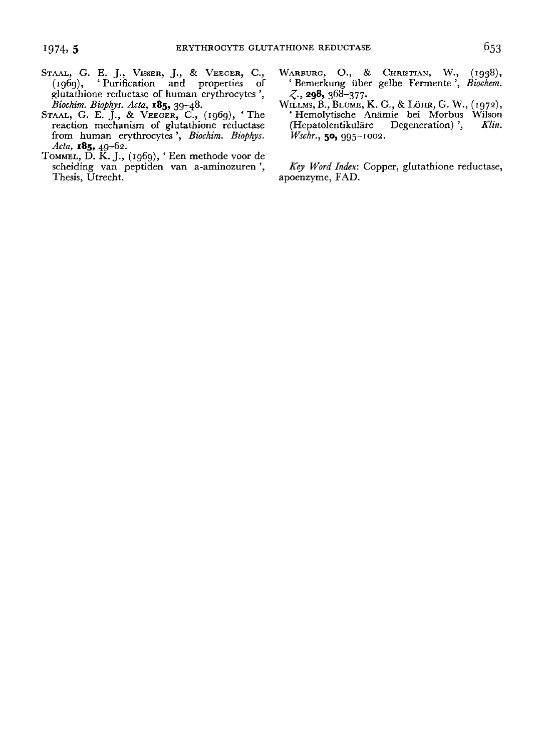STAAL, G. E. J., VISSER, J., & VEEGER, C., (1969), 'Purification and properties of glutathione reductase of human erythrocytes', *Biochim. Biophys. Acta*, **185**, 39–48.

STAAL, G. E. J., & VEEGER, C., (1969), 'The reaction mechanism of glutathione reductase from human erythrocytes', *Biochim. Biophys. Acta*, **185**, 49–62.

TOMMEL, D. K. J., (1969), 'Een methode voor de scheiding van peptiden van a-aminozuren', Thesis, Utrecht.

WARBURG, O., & CHRISTIAN, W., (1938), 'Bemerkung über gelbe Fermente', *Biochem. Z.*, **298**, 368–377.

WILLMS, B., BLUME, K. G., & LÖHR, G. W., (1972), 'Hemolytische Anämie bei Morbus Wilson (Hepatolentikuläre Degeneration)', *Klin. Wschr.*, **50**, 995–1002.

*Key Word Index*: Copper, glutathione reductase, apoenzyme, FAD.